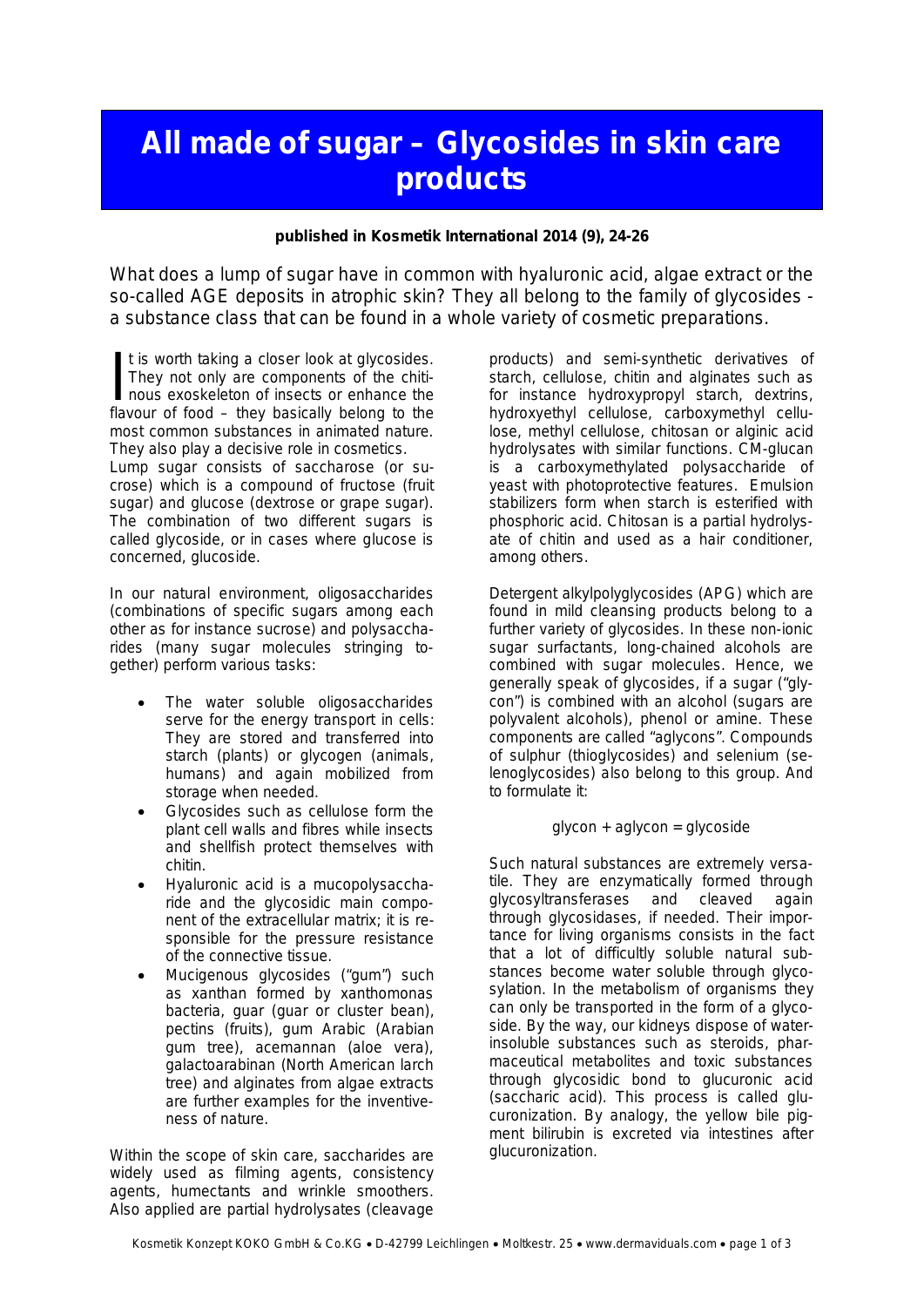# All made of sugar – Glycosides in skin care products

**published in Kosmetik International 2014 (9), 24-26**

What does a lump of sugar have in common with hyaluronic acid, algae extract or the so-called AGE deposits in atrophic skin? They all belong to the family of glycosides - a substance class that can be found in a whole variety of cosmetic preparations.

It is worth taking a closer look at glycosides. They not only are components of the chitinous exoskeleton of insects or enhance the flavour of food – they basically belong to the most common substances in animated nature. They also play a decisive role in cosmetics.
Lump sugar consists of saccharose (or sucrose) which is a compound of fructose (fruit sugar) and glucose (dextrose or grape sugar). The combination of two different sugars is called glycoside, or in cases where glucose is concerned, glucoside.

In our natural environment, oligosaccharides (combinations of specific sugars among each other as for instance sucrose) and polysaccharides (many sugar molecules stringing together) perform various tasks:

- The water soluble oligosaccharides serve for the energy transport in cells: They are stored and transferred into starch (plants) or glycogen (animals, humans) and again mobilized from storage when needed.
- Glycosides such as cellulose form the plant cell walls and fibres while insects and shellfish protect themselves with chitin.
- Hyaluronic acid is a mucopolysaccharide and the glycosidic main component of the extracellular matrix; it is responsible for the pressure resistance of the connective tissue.
- Mucigenous glycosides ("gum") such as xanthan formed by xanthomonas bacteria, guar (guar or cluster bean), pectins (fruits), gum Arabic (Arabian gum tree), acemannan (aloe vera), galactoarabinan (North American larch tree) and alginates from algae extracts are further examples for the inventiveness of nature.

Within the scope of skin care, saccharides are widely used as filming agents, consistency agents, humectants and wrinkle smoothers. Also applied are partial hydrolysates (cleavage products) and semi-synthetic derivatives of starch, cellulose, chitin and alginates such as for instance hydroxypropyl starch, dextrins, hydroxyethyl cellulose, carboxymethyl cellulose, methyl cellulose, chitosan or alginic acid hydrolysates with similar functions. CM-glucan is a carboxymethylated polysaccharide of yeast with photoprotective features. Emulsion stabilizers form when starch is esterified with phosphoric acid. Chitosan is a partial hydrolysate of chitin and used as a hair conditioner, among others.

Detergent alkylpolyglycosides (APG) which are found in mild cleansing products belong to a further variety of glycosides. In these non-ionic sugar surfactants, long-chained alcohols are combined with sugar molecules. Hence, we generally speak of glycosides, if a sugar ("glycon") is combined with an alcohol (sugars are polyvalent alcohols), phenol or amine. These components are called "aglycons". Compounds of sulphur (thioglycosides) and selenium (selenoglycosides) also belong to this group. And to formulate it:

glycon + aglycon = glycoside

Such natural substances are extremely versatile. They are enzymatically formed through glycosyltransferases and cleaved again through glycosidases, if needed. Their importance for living organisms consists in the fact that a lot of difficultly soluble natural substances become water soluble through glycosylation. In the metabolism of organisms they can only be transported in the form of a glycoside. By the way, our kidneys dispose of water-insoluble substances such as steroids, pharmaceutical metabolites and toxic substances through glycosidic bond to glucuronic acid (saccharic acid). This process is called glucuronization. By analogy, the yellow bile pigment bilirubin is excreted via intestines after glucuronization.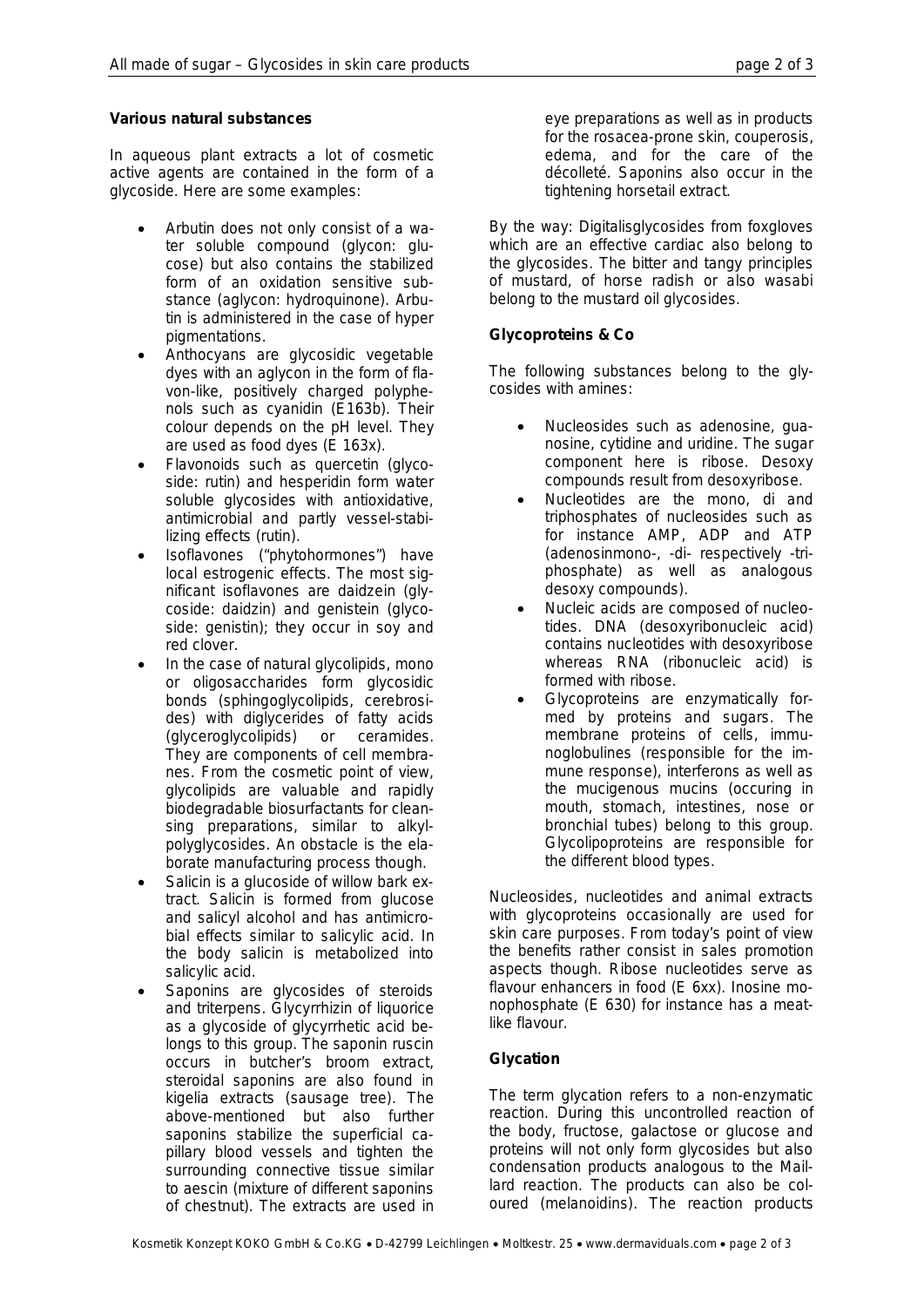**Various natural substances**

In aqueous plant extracts a lot of cosmetic active agents are contained in the form of a glycoside. Here are some examples:

- Arbutin does not only consist of a water soluble compound (glycon: glucose) but also contains the stabilized form of an oxidation sensitive substance (aglycon: hydroquinone). Arbutin is administered in the case of hyper pigmentations.
- Anthocyans are glycosidic vegetable dyes with an aglycon in the form of flavon-like, positively charged polyphenols such as cyanidin (E163b). Their colour depends on the pH level. They are used as food dyes (E 163x).
- Flavonoids such as quercetin (glycoside: rutin) and hesperidin form water soluble glycosides with antioxidative, antimicrobial and partly vessel-stabilizing effects (rutin).
- Isoflavones ("phytohormones") have local estrogenic effects. The most significant isoflavones are daidzein (glycoside: daidzin) and genistein (glycoside: genistin); they occur in soy and red clover.
- In the case of natural glycolipids, mono or oligosaccharides form glycosidic bonds (sphingoglycolipids, cerebrosides) with diglycerides of fatty acids (glyceroglycolipids) or ceramides. They are components of cell membranes. From the cosmetic point of view, glycolipids are valuable and rapidly biodegradable biosurfactants for cleansing preparations, similar to alkylpolyglycosides. An obstacle is the elaborate manufacturing process though.
- Salicin is a glucoside of willow bark extract. Salicin is formed from glucose and salicyl alcohol and has antimicrobial effects similar to salicylic acid. In the body salicin is metabolized into salicylic acid.
- Saponins are glycosides of steroids and triterpens. Glycyrrhizin of liquorice as a glycoside of glycyrrhetic acid belongs to this group. The saponin ruscin occurs in butcher's broom extract, steroidal saponins are also found in kigelia extracts (sausage tree). The above-mentioned but also further saponins stabilize the superficial capillary blood vessels and tighten the surrounding connective tissue similar to aescin (mixture of different saponins of chestnut). The extracts are used in eye preparations as well as in products for the rosacea-prone skin, couperosis, edema, and for the care of the décolleté. Saponins also occur in the tightening horsetail extract.

By the way: Digitalisglycosides from foxgloves which are an effective cardiac also belong to the glycosides. The bitter and tangy principles of mustard, of horse radish or also wasabi belong to the mustard oil glycosides.

**Glycoproteins & Co**

The following substances belong to the glycosides with amines:

- Nucleosides such as adenosine, guanosine, cytidine and uridine. The sugar component here is ribose. Desoxy compounds result from desoxyribose.
- Nucleotides are the mono, di and triphosphates of nucleosides such as for instance AMP, ADP and ATP (adenosinmono-, -di- respectively -triphosphate) as well as analogous desoxy compounds).
- Nucleic acids are composed of nucleotides. DNA (desoxyribonucleic acid) contains nucleotides with desoxyribose whereas RNA (ribonucleic acid) is formed with ribose.
- Glycoproteins are enzymatically formed by proteins and sugars. The membrane proteins of cells, immunoglobulines (responsible for the immune response), interferons as well as the mucigenous mucins (occuring in mouth, stomach, intestines, nose or bronchial tubes) belong to this group. Glycolipoproteins are responsible for the different blood types.

Nucleosides, nucleotides and animal extracts with glycoproteins occasionally are used for skin care purposes. From today's point of view the benefits rather consist in sales promotion aspects though. Ribose nucleotides serve as flavour enhancers in food (E 6xx). Inosine monophosphate (E 630) for instance has a meat-like flavour.

**Glycation**

The term glycation refers to a non-enzymatic reaction. During this uncontrolled reaction of the body, fructose, galactose or glucose and proteins will not only form glycosides but also condensation products analogous to the Maillard reaction. The products can also be coloured (melanoidins). The reaction products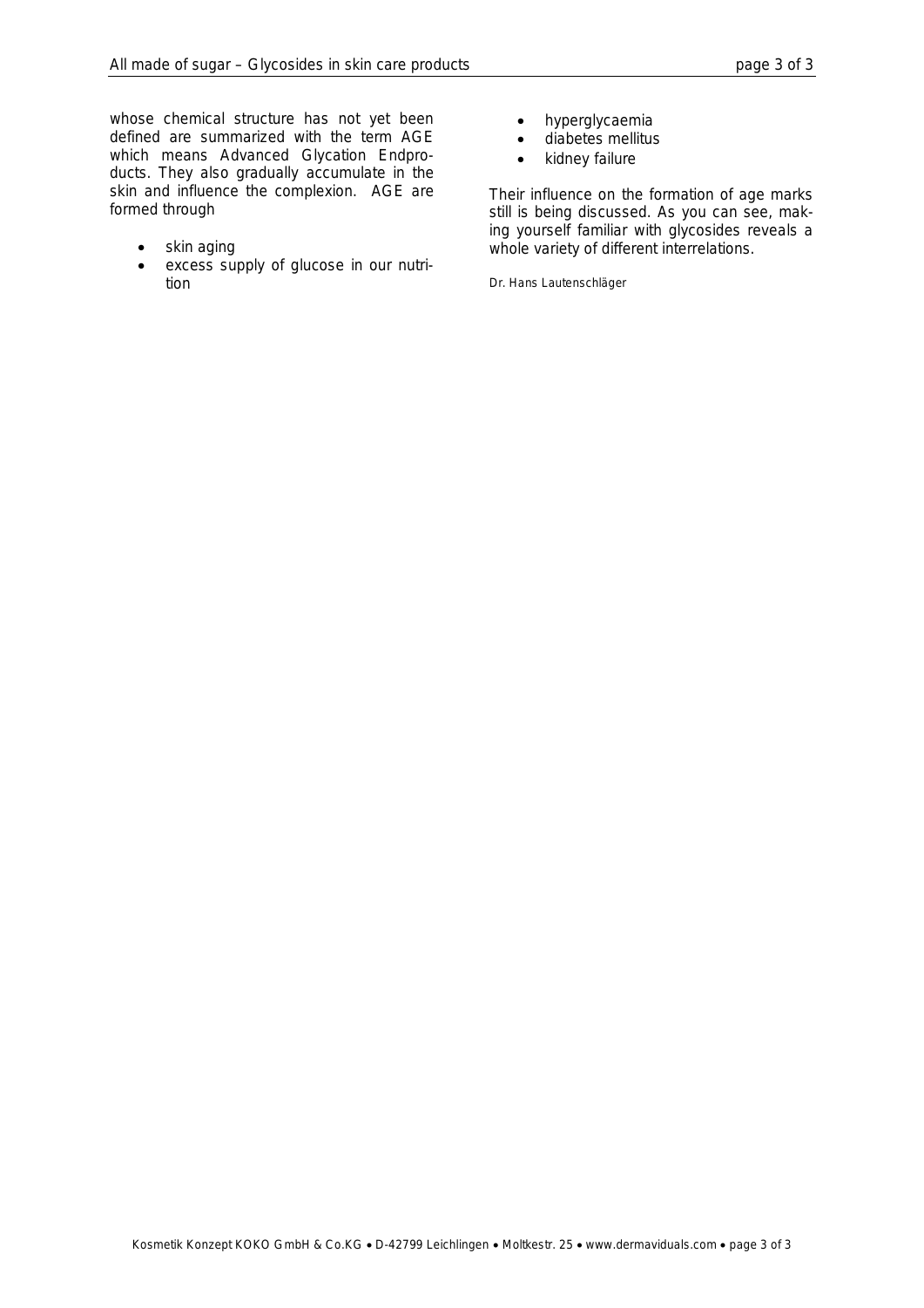whose chemical structure has not yet been defined are summarized with the term AGE which means Advanced Glycation Endproducts. They also gradually accumulate in the skin and influence the complexion. AGE are formed through

- skin aging
- excess supply of glucose in our nutrition
- hyperglycaemia
- diabetes mellitus
- kidney failure

Their influence on the formation of age marks still is being discussed. As you can see, making yourself familiar with glycosides reveals a whole variety of different interrelations.

Dr. Hans Lautenschläger